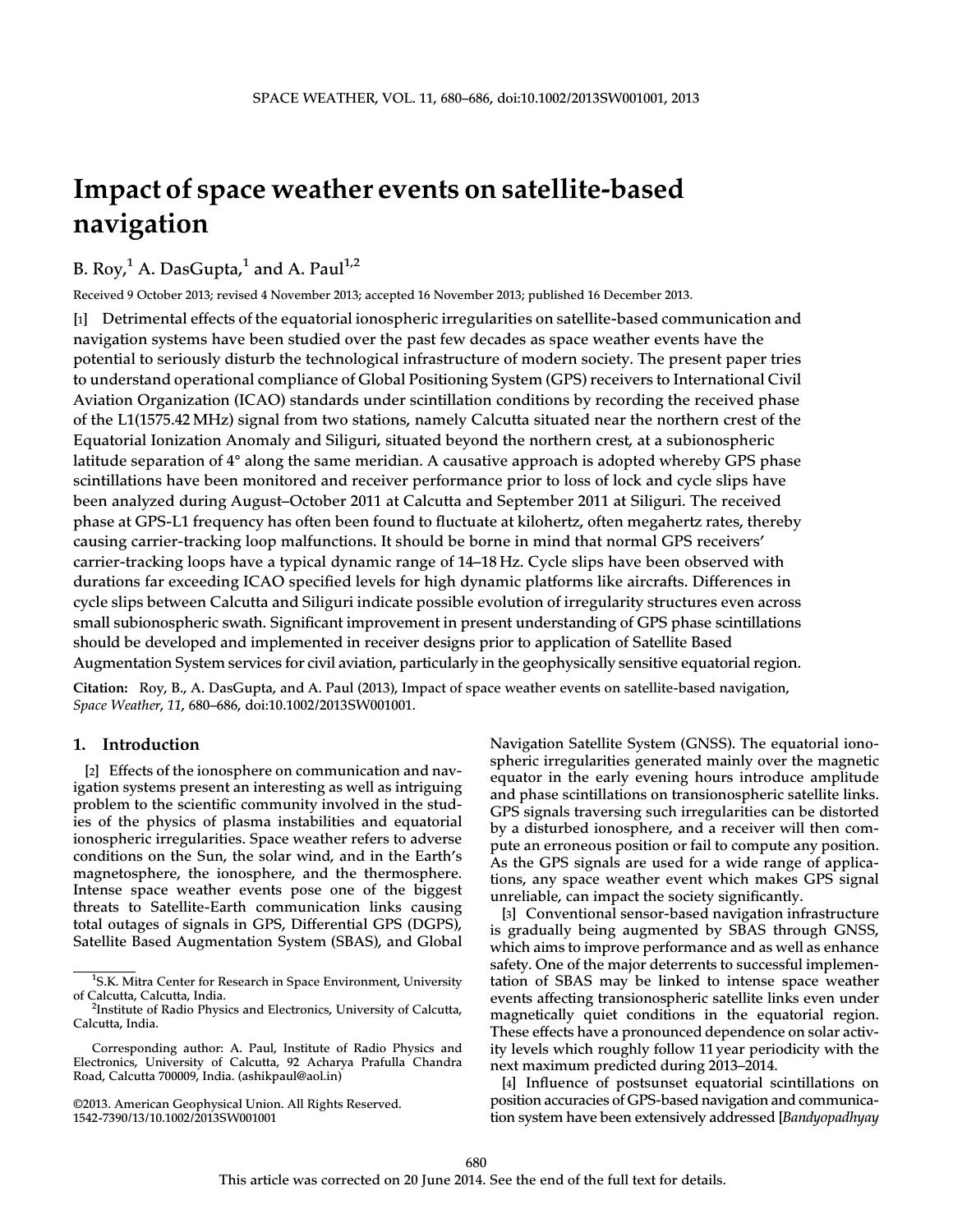# Impact of space weather events on satellite-based navigation

B. Roy,[1] A. DasGupta,[1] and A. Paul[1,2]

Received 9 October 2013; revised 4 November 2013; accepted 16 November 2013; published 16 December 2013.

[1] Detrimental effects of the equatorial ionospheric irregularities on satellite-based communication and navigation systems have been studied over the past few decades as space weather events have the potential to seriously disturb the technological infrastructure of modern society. The present paper tries to understand operational compliance of Global Positioning System (GPS) receivers to International Civil Aviation Organization (ICAO) standards under scintillation conditions by recording the received phase of the L1(1575.42 MHz) signal from two stations, namely Calcutta situated near the northern crest of the Equatorial Ionization Anomaly and Siliguri, situated beyond the northern crest, at a subionospheric latitude separation of 4° along the same meridian. A causative approach is adopted whereby GPS phase scintillations have been monitored and receiver performance prior to loss of lock and cycle slips have been analyzed during August–October 2011 at Calcutta and September 2011 at Siliguri. The received phase at GPS-L1 frequency has often been found to fluctuate at kilohertz, often megahertz rates, thereby causing carrier-tracking loop malfunctions. It should be borne in mind that normal GPS receivers' carrier-tracking loops have a typical dynamic range of 14–18 Hz. Cycle slips have been observed with durations far exceeding ICAO specified levels for high dynamic platforms like aircrafts. Differences in cycle slips between Calcutta and Siliguri indicate possible evolution of irregularity structures even across small subionospheric swath. Significant improvement in present understanding of GPS phase scintillations should be developed and implemented in receiver designs prior to application of Satellite Based Augmentation System services for civil aviation, particularly in the geophysically sensitive equatorial region.

**Citation:** Roy, B., A. DasGupta, and A. Paul (2013), Impact of space weather events on satellite-based navigation, *Space Weather*, *11*, 680–686, doi:10.1002/2013SW001001.

## 1. Introduction

[2] Effects of the ionosphere on communication and navigation systems present an interesting as well as intriguing problem to the scientific community involved in the studies of the physics of plasma instabilities and equatorial ionospheric irregularities. Space weather refers to adverse conditions on the Sun, the solar wind, and in the Earth's magnetosphere, the ionosphere, and the thermosphere. Intense space weather events pose one of the biggest threats to Satellite-Earth communication links causing total outages of signals in GPS, Differential GPS (DGPS), Satellite Based Augmentation System (SBAS), and Global Navigation Satellite System (GNSS). The equatorial ionospheric irregularities generated mainly over the magnetic equator in the early evening hours introduce amplitude and phase scintillations on transionospheric satellite links. GPS signals traversing such irregularities can be distorted by a disturbed ionosphere, and a receiver will then compute an erroneous position or fail to compute any position. As the GPS signals are used for a wide range of applications, any space weather event which makes GPS signal unreliable, can impact the society significantly.

[3] Conventional sensor-based navigation infrastructure is gradually being augmented by SBAS through GNSS, which aims to improve performance and as well as enhance safety. One of the major deterrents to successful implementation of SBAS may be linked to intense space weather events affecting transionospheric satellite links even under magnetically quiet conditions in the equatorial region. These effects have a pronounced dependence on solar activity levels which roughly follow 11 year periodicity with the next maximum predicted during 2013–2014.

[4] Influence of postsunset equatorial scintillations on position accuracies of GPS-based navigation and communication system have been extensively addressed [*Bandyopadhyay*

---

[1] S.K. Mitra Center for Research in Space Environment, University of Calcutta, Calcutta, India.

[2] Institute of Radio Physics and Electronics, University of Calcutta, Calcutta, India.

Corresponding author: A. Paul, Institute of Radio Physics and Electronics, University of Calcutta, 92 Acharya Prafulla Chandra Road, Calcutta 700009, India. (ashikpaul@aol.in)

©2013. American Geophysical Union. All Rights Reserved.
1542-7390/13/10.1002/2013SW001001

This article was corrected on 20 June 2014. See the end of the full text for details.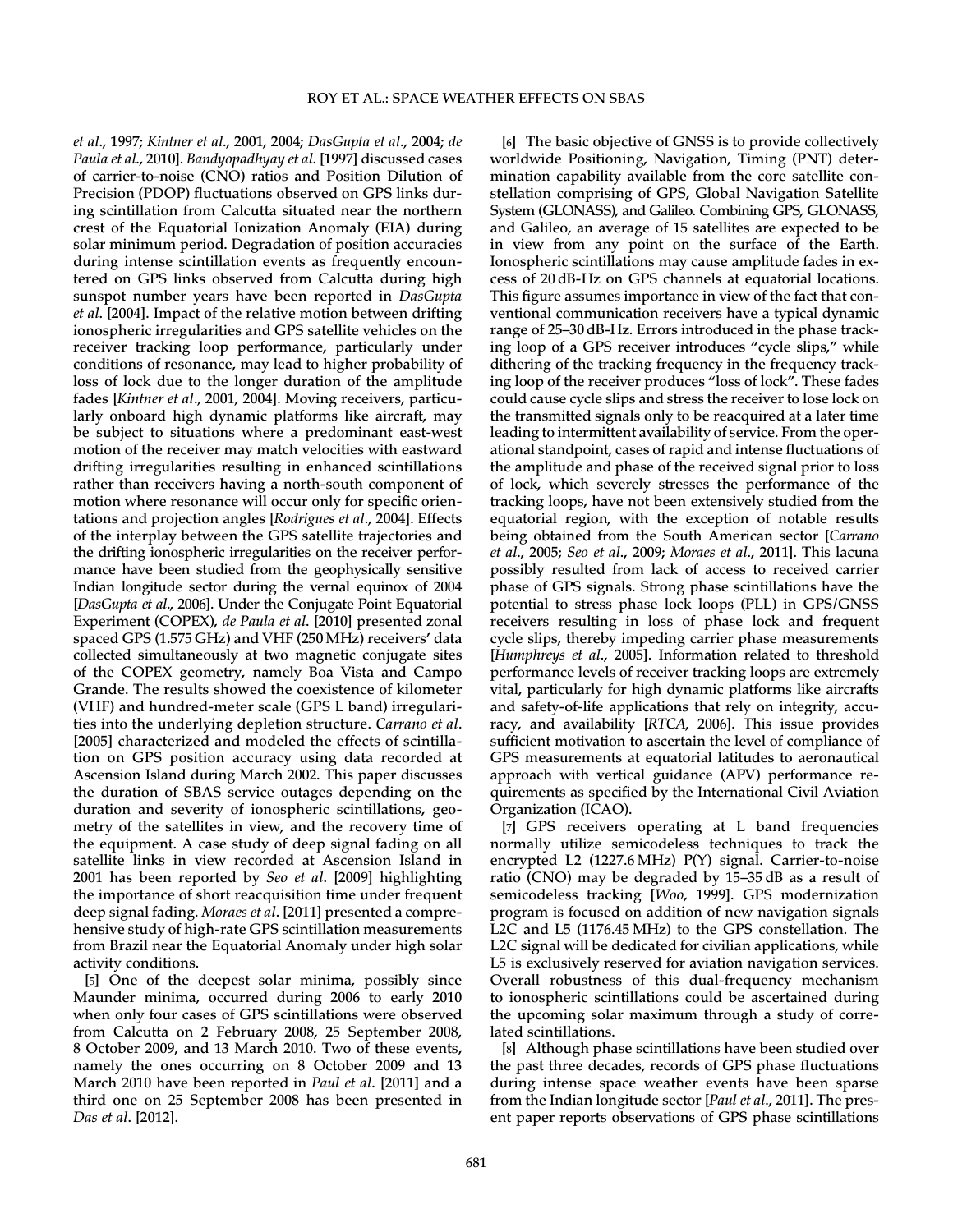*et al*., 1997; *Kintner et al*., 2001, 2004; *DasGupta et al*., 2004; *de Paula et al*., 2010]. *Bandyopadhyay et al*. [1997] discussed cases of carrier-to-noise (CNO) ratios and Position Dilution of Precision (PDOP) fluctuations observed on GPS links during scintillation from Calcutta situated near the northern crest of the Equatorial Ionization Anomaly (EIA) during solar minimum period. Degradation of position accuracies during intense scintillation events as frequently encountered on GPS links observed from Calcutta during high sunspot number years have been reported in *DasGupta et al*. [2004]. Impact of the relative motion between drifting ionospheric irregularities and GPS satellite vehicles on the receiver tracking loop performance, particularly under conditions of resonance, may lead to higher probability of loss of lock due to the longer duration of the amplitude fades [*Kintner et al*., 2001, 2004]. Moving receivers, particularly onboard high dynamic platforms like aircraft, may be subject to situations where a predominant east-west motion of the receiver may match velocities with eastward drifting irregularities resulting in enhanced scintillations rather than receivers having a north-south component of motion where resonance will occur only for specific orientations and projection angles [*Rodrigues et al*., 2004]. Effects of the interplay between the GPS satellite trajectories and the drifting ionospheric irregularities on the receiver performance have been studied from the geophysically sensitive Indian longitude sector during the vernal equinox of 2004 [*DasGupta et al*., 2006]. Under the Conjugate Point Equatorial Experiment (COPEX), *de Paula et al*. [2010] presented zonal spaced GPS (1.575 GHz) and VHF (250 MHz) receivers' data collected simultaneously at two magnetic conjugate sites of the COPEX geometry, namely Boa Vista and Campo Grande. The results showed the coexistence of kilometer (VHF) and hundred-meter scale (GPS L band) irregularities into the underlying depletion structure. *Carrano et al*. [2005] characterized and modeled the effects of scintillation on GPS position accuracy using data recorded at Ascension Island during March 2002. This paper discusses the duration of SBAS service outages depending on the duration and severity of ionospheric scintillations, geometry of the satellites in view, and the recovery time of the equipment. A case study of deep signal fading on all satellite links in view recorded at Ascension Island in 2001 has been reported by *Seo et al*. [2009] highlighting the importance of short reacquisition time under frequent deep signal fading. *Moraes et al*. [2011] presented a comprehensive study of high-rate GPS scintillation measurements from Brazil near the Equatorial Anomaly under high solar activity conditions.

[5] One of the deepest solar minima, possibly since Maunder minima, occurred during 2006 to early 2010 when only four cases of GPS scintillations were observed from Calcutta on 2 February 2008, 25 September 2008, 8 October 2009, and 13 March 2010. Two of these events, namely the ones occurring on 8 October 2009 and 13 March 2010 have been reported in *Paul et al*. [2011] and a third one on 25 September 2008 has been presented in *Das et al*. [2012].

[6] The basic objective of GNSS is to provide collectively worldwide Positioning, Navigation, Timing (PNT) determination capability available from the core satellite constellation comprising of GPS, Global Navigation Satellite System (GLONASS), and Galileo. Combining GPS, GLONASS, and Galileo, an average of 15 satellites are expected to be in view from any point on the surface of the Earth. Ionospheric scintillations may cause amplitude fades in excess of 20 dB-Hz on GPS channels at equatorial locations. This figure assumes importance in view of the fact that conventional communication receivers have a typical dynamic range of 25–30 dB-Hz. Errors introduced in the phase tracking loop of a GPS receiver introduces "cycle slips," while dithering of the tracking frequency in the frequency tracking loop of the receiver produces "loss of lock". These fades could cause cycle slips and stress the receiver to lose lock on the transmitted signals only to be reacquired at a later time leading to intermittent availability of service. From the operational standpoint, cases of rapid and intense fluctuations of the amplitude and phase of the received signal prior to loss of lock, which severely stresses the performance of the tracking loops, have not been extensively studied from the equatorial region, with the exception of notable results being obtained from the South American sector [*Carrano et al*., 2005; *Seo et al*., 2009; *Moraes et al*., 2011]. This lacuna possibly resulted from lack of access to received carrier phase of GPS signals. Strong phase scintillations have the potential to stress phase lock loops (PLL) in GPS/GNSS receivers resulting in loss of phase lock and frequent cycle slips, thereby impeding carrier phase measurements [*Humphreys et al*., 2005]. Information related to threshold performance levels of receiver tracking loops are extremely vital, particularly for high dynamic platforms like aircrafts and safety-of-life applications that rely on integrity, accuracy, and availability [*RTCA*, 2006]. This issue provides sufficient motivation to ascertain the level of compliance of GPS measurements at equatorial latitudes to aeronautical approach with vertical guidance (APV) performance requirements as specified by the International Civil Aviation Organization (ICAO).

[7] GPS receivers operating at L band frequencies normally utilize semicodeless techniques to track the encrypted L2 (1227.6 MHz) P(Y) signal. Carrier-to-noise ratio (CNO) may be degraded by 15–35 dB as a result of semicodeless tracking [*Woo*, 1999]. GPS modernization program is focused on addition of new navigation signals L2C and L5 (1176.45 MHz) to the GPS constellation. The L2C signal will be dedicated for civilian applications, while L5 is exclusively reserved for aviation navigation services. Overall robustness of this dual-frequency mechanism to ionospheric scintillations could be ascertained during the upcoming solar maximum through a study of correlated scintillations.

[8] Although phase scintillations have been studied over the past three decades, records of GPS phase fluctuations during intense space weather events have been sparse from the Indian longitude sector [*Paul et al*., 2011]. The present paper reports observations of GPS phase scintillations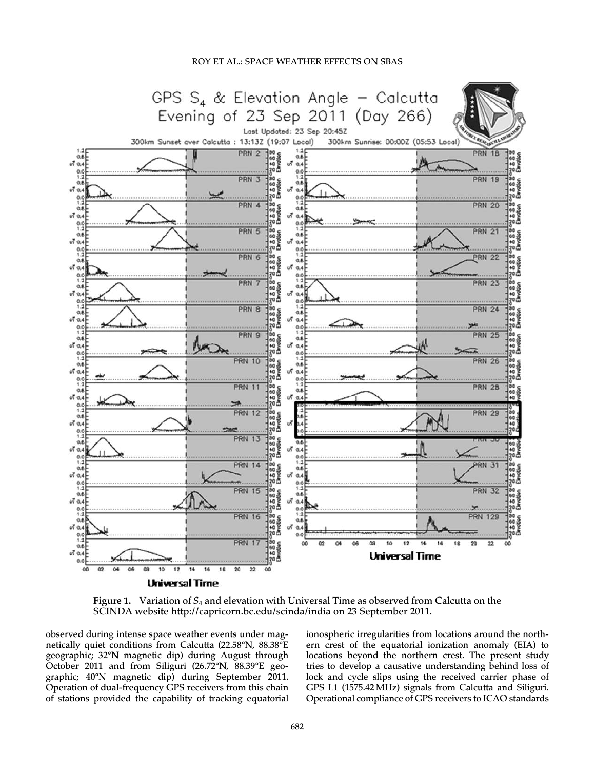**Figure 1.** Variation of $S_4$ and elevation with Universal Time as observed from Calcutta on the SCINDA website http://capricorn.bc.edu/scinda/india on 23 September 2011.

observed during intense space weather events under magnetically quiet conditions from Calcutta (22.58°N, 88.38°E geographic; 32°N magnetic dip) during August through October 2011 and from Siliguri (26.72°N, 88.39°E geographic; 40°N magnetic dip) during September 2011. Operation of dual-frequency GPS receivers from this chain of stations provided the capability of tracking equatorial ionospheric irregularities from locations around the northern crest of the equatorial ionization anomaly (EIA) to locations beyond the northern crest. The present study tries to develop a causative understanding behind loss of lock and cycle slips using the received carrier phase of GPS L1 (1575.42 MHz) signals from Calcutta and Siliguri. Operational compliance of GPS receivers to ICAO standards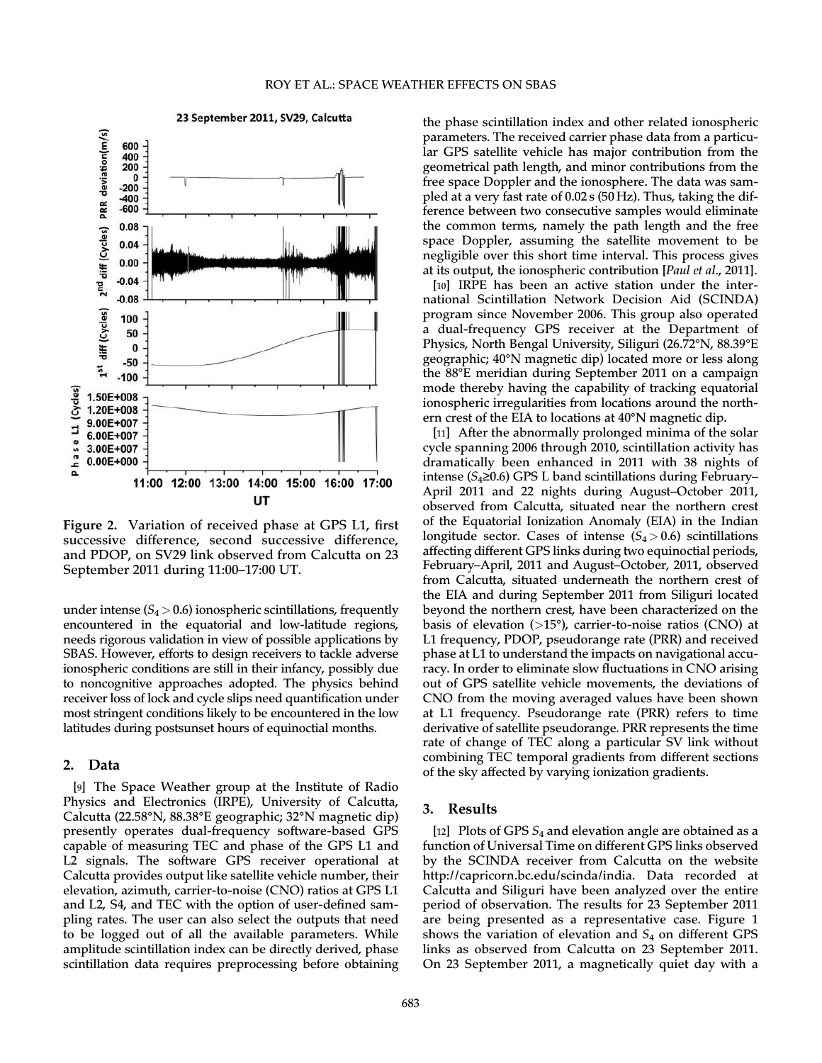**Figure 2.** Variation of received phase at GPS L1, first successive difference, second successive difference, and PDOP, on SV29 link observed from Calcutta on 23 September 2011 during 11:00–17:00 UT.

under intense ($S_4 > 0.6$) ionospheric scintillations, frequently encountered in the equatorial and low-latitude regions, needs rigorous validation in view of possible applications by SBAS. However, efforts to design receivers to tackle adverse ionospheric conditions are still in their infancy, possibly due to noncognitive approaches adopted. The physics behind receiver loss of lock and cycle slips need quantification under most stringent conditions likely to be encountered in the low latitudes during postsunset hours of equinoctial months.

## 2. Data

[9] The Space Weather group at the Institute of Radio Physics and Electronics (IRPE), University of Calcutta, Calcutta (22.58°N, 88.38°E geographic; 32°N magnetic dip) presently operates dual-frequency software-based GPS capable of measuring TEC and phase of the GPS L1 and L2 signals. The software GPS receiver operational at Calcutta provides output like satellite vehicle number, their elevation, azimuth, carrier-to-noise (CNO) ratios at GPS L1 and L2, S4, and TEC with the option of user-defined sampling rates. The user can also select the outputs that need to be logged out of all the available parameters. While amplitude scintillation index can be directly derived, phase scintillation data requires preprocessing before obtaining the phase scintillation index and other related ionospheric parameters. The received carrier phase data from a particular GPS satellite vehicle has major contribution from the geometrical path length, and minor contributions from the free space Doppler and the ionosphere. The data was sampled at a very fast rate of 0.02 s (50 Hz). Thus, taking the difference between two consecutive samples would eliminate the common terms, namely the path length and the free space Doppler, assuming the satellite movement to be negligible over this short time interval. This process gives at its output, the ionospheric contribution [*Paul et al*., 2011].

[10] IRPE has been an active station under the international Scintillation Network Decision Aid (SCINDA) program since November 2006. This group also operated a dual-frequency GPS receiver at the Department of Physics, North Bengal University, Siliguri (26.72°N, 88.39°E geographic; 40°N magnetic dip) located more or less along the 88°E meridian during September 2011 on a campaign mode thereby having the capability of tracking equatorial ionospheric irregularities from locations around the northern crest of the EIA to locations at 40°N magnetic dip.

[11] After the abnormally prolonged minima of the solar cycle spanning 2006 through 2010, scintillation activity has dramatically been enhanced in 2011 with 38 nights of intense ($S_4 \geq 0.6$) GPS L band scintillations during February–April 2011 and 22 nights during August–October 2011, observed from Calcutta, situated near the northern crest of the Equatorial Ionization Anomaly (EIA) in the Indian longitude sector. Cases of intense ($S_4 > 0.6$) scintillations affecting different GPS links during two equinoctial periods, February–April, 2011 and August–October, 2011, observed from Calcutta, situated underneath the northern crest of the EIA and during September 2011 from Siliguri located beyond the northern crest, have been characterized on the basis of elevation (>15°), carrier-to-noise ratios (CNO) at L1 frequency, PDOP, pseudorange rate (PRR) and received phase at L1 to understand the impacts on navigational accuracy. In order to eliminate slow fluctuations in CNO arising out of GPS satellite vehicle movements, the deviations of CNO from the moving averaged values have been shown at L1 frequency. Pseudorange rate (PRR) refers to time derivative of satellite pseudorange. PRR represents the time rate of change of TEC along a particular SV link without combining TEC temporal gradients from different sections of the sky affected by varying ionization gradients.

## 3. Results

[12] Plots of GPS $S_4$ and elevation angle are obtained as a function of Universal Time on different GPS links observed by the SCINDA receiver from Calcutta on the website http://capricorn.bc.edu/scinda/india. Data recorded at Calcutta and Siliguri have been analyzed over the entire period of observation. The results for 23 September 2011 are being presented as a representative case. Figure 1 shows the variation of elevation and $S_4$ on different GPS links as observed from Calcutta on 23 September 2011. On 23 September 2011, a magnetically quiet day with a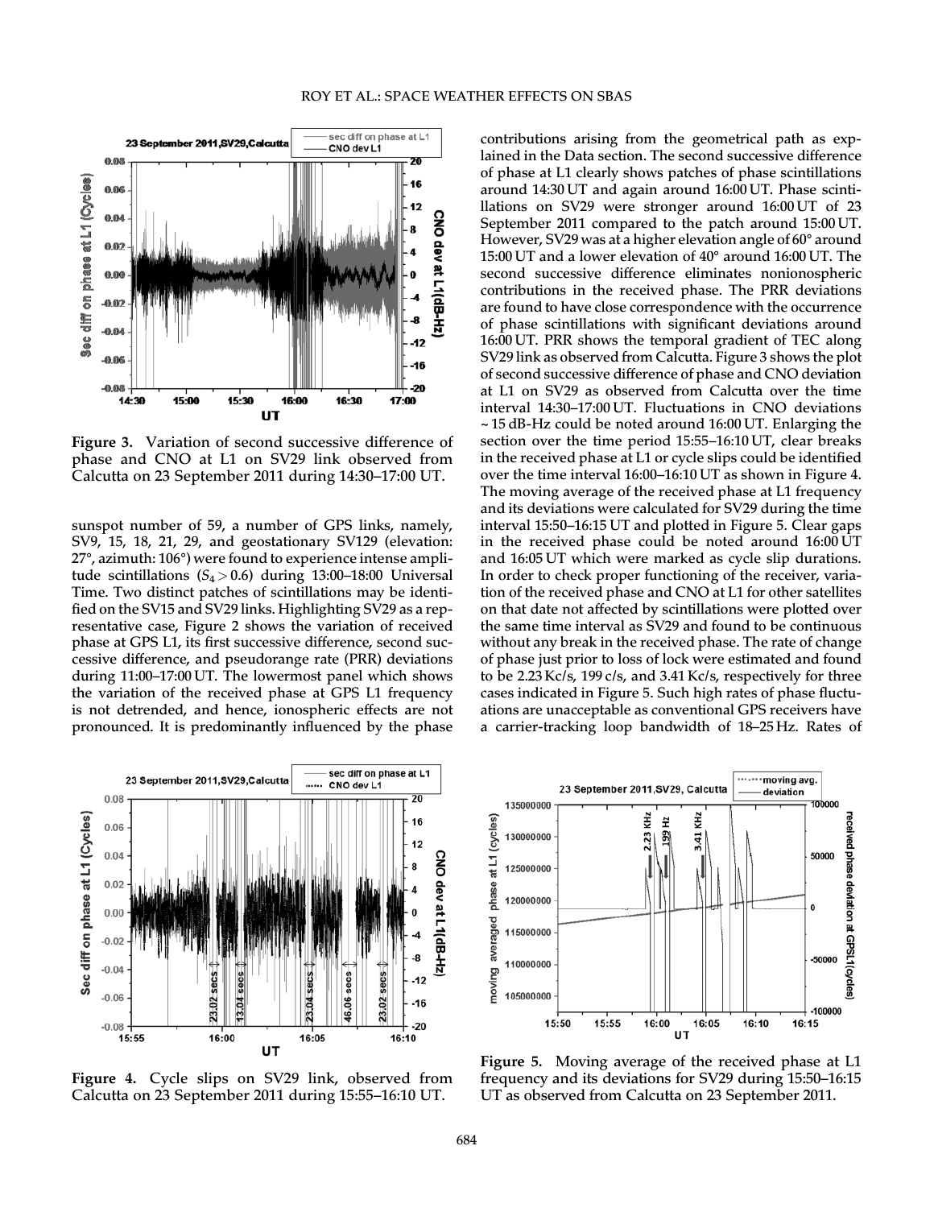**Figure 3.** Variation of second successive difference of phase and CNO at L1 on SV29 link observed from Calcutta on 23 September 2011 during 14:30–17:00 UT.

sunspot number of 59, a number of GPS links, namely, SV9, 15, 18, 21, 29, and geostationary SV129 (elevation: 27°, azimuth: 106°) were found to experience intense amplitude scintillations ($S_4 > 0.6$) during 13:00–18:00 Universal Time. Two distinct patches of scintillations may be identified on the SV15 and SV29 links. Highlighting SV29 as a representative case, Figure 2 shows the variation of received phase at GPS L1, its first successive difference, second successive difference, and pseudorange rate (PRR) deviations during 11:00–17:00 UT. The lowermost panel which shows the variation of the received phase at GPS L1 frequency is not detrended, and hence, ionospheric effects are not pronounced. It is predominantly influenced by the phase contributions arising from the geometrical path as explained in the Data section. The second successive difference of phase at L1 clearly shows patches of phase scintillations around 14:30 UT and again around 16:00 UT. Phase scintillations on SV29 were stronger around 16:00 UT of 23 September 2011 compared to the patch around 15:00 UT. However, SV29 was at a higher elevation angle of 60° around 15:00 UT and a lower elevation of 40° around 16:00 UT. The second successive difference eliminates nonionospheric contributions in the received phase. The PRR deviations are found to have close correspondence with the occurrence of phase scintillations with significant deviations around 16:00 UT. PRR shows the temporal gradient of TEC along SV29 link as observed from Calcutta. Figure 3 shows the plot of second successive difference of phase and CNO deviation at L1 on SV29 as observed from Calcutta over the time interval 14:30–17:00 UT. Fluctuations in CNO deviations ~ 15 dB-Hz could be noted around 16:00 UT. Enlarging the section over the time period 15:55–16:10 UT, clear breaks in the received phase at L1 or cycle slips could be identified over the time interval 16:00–16:10 UT as shown in Figure 4. The moving average of the received phase at L1 frequency and its deviations were calculated for SV29 during the time interval 15:50–16:15 UT and plotted in Figure 5. Clear gaps in the received phase could be noted around 16:00 UT and 16:05 UT which were marked as cycle slip durations. In order to check proper functioning of the receiver, variation of the received phase and CNO at L1 for other satellites on that date not affected by scintillations were plotted over the same time interval as SV29 and found to be continuous without any break in the received phase. The rate of change of phase just prior to loss of lock were estimated and found to be 2.23 Kc/s, 199 c/s, and 3.41 Kc/s, respectively for three cases indicated in Figure 5. Such high rates of phase fluctuations are unacceptable as conventional GPS receivers have a carrier-tracking loop bandwidth of 18–25 Hz. Rates of

**Figure 4.** Cycle slips on SV29 link, observed from Calcutta on 23 September 2011 during 15:55–16:10 UT.

**Figure 5.** Moving average of the received phase at L1 frequency and its deviations for SV29 during 15:50–16:15 UT as observed from Calcutta on 23 September 2011.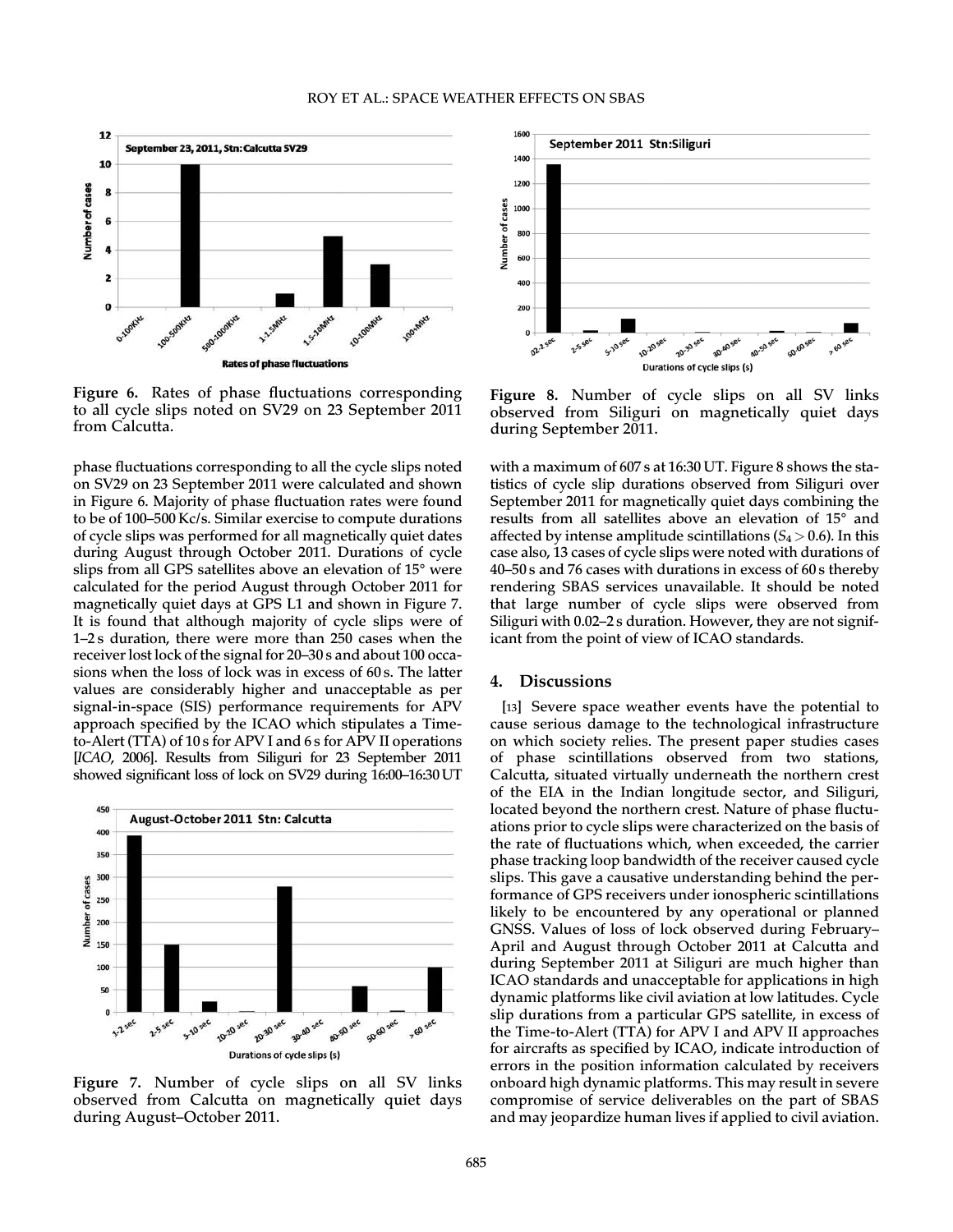Figure 6. Rates of phase fluctuations corresponding to all cycle slips noted on SV29 on 23 September 2011 from Calcutta.

Figure 8. Number of cycle slips on all SV links observed from Siliguri on magnetically quiet days during September 2011.

phase fluctuations corresponding to all the cycle slips noted on SV29 on 23 September 2011 were calculated and shown in Figure 6. Majority of phase fluctuation rates were found to be of 100–500 Kc/s. Similar exercise to compute durations of cycle slips was performed for all magnetically quiet dates during August through October 2011. Durations of cycle slips from all GPS satellites above an elevation of 15° were calculated for the period August through October 2011 for magnetically quiet days at GPS L1 and shown in Figure 7. It is found that although majority of cycle slips were of 1–2 s duration, there were more than 250 cases when the receiver lost lock of the signal for 20–30 s and about 100 occasions when the loss of lock was in excess of 60 s. The latter values are considerably higher and unacceptable as per signal-in-space (SIS) performance requirements for APV approach specified by the ICAO which stipulates a Time-to-Alert (TTA) of 10 s for APV I and 6 s for APV II operations [*ICAO*, 2006]. Results from Siliguri for 23 September 2011 showed significant loss of lock on SV29 during 16:00–16:30 UT with a maximum of 607 s at 16:30 UT. Figure 8 shows the statistics of cycle slip durations observed from Siliguri over September 2011 for magnetically quiet days combining the results from all satellites above an elevation of 15° and affected by intense amplitude scintillations ($S_4 > 0.6$). In this case also, 13 cases of cycle slips were noted with durations of 40–50 s and 76 cases with durations in excess of 60 s thereby rendering SBAS services unavailable. It should be noted that large number of cycle slips were observed from Siliguri with 0.02–2 s duration. However, they are not significant from the point of view of ICAO standards.

Figure 7. Number of cycle slips on all SV links observed from Calcutta on magnetically quiet days during August–October 2011.

## 4. Discussions

[13] Severe space weather events have the potential to cause serious damage to the technological infrastructure on which society relies. The present paper studies cases of phase scintillations observed from two stations, Calcutta, situated virtually underneath the northern crest of the EIA in the Indian longitude sector, and Siliguri, located beyond the northern crest. Nature of phase fluctuations prior to cycle slips were characterized on the basis of the rate of fluctuations which, when exceeded, the carrier phase tracking loop bandwidth of the receiver caused cycle slips. This gave a causative understanding behind the performance of GPS receivers under ionospheric scintillations likely to be encountered by any operational or planned GNSS. Values of loss of lock observed during February–April and August through October 2011 at Calcutta and during September 2011 at Siliguri are much higher than ICAO standards and unacceptable for applications in high dynamic platforms like civil aviation at low latitudes. Cycle slip durations from a particular GPS satellite, in excess of the Time-to-Alert (TTA) for APV I and APV II approaches for aircrafts as specified by ICAO, indicate introduction of errors in the position information calculated by receivers onboard high dynamic platforms. This may result in severe compromise of service deliverables on the part of SBAS and may jeopardize human lives if applied to civil aviation.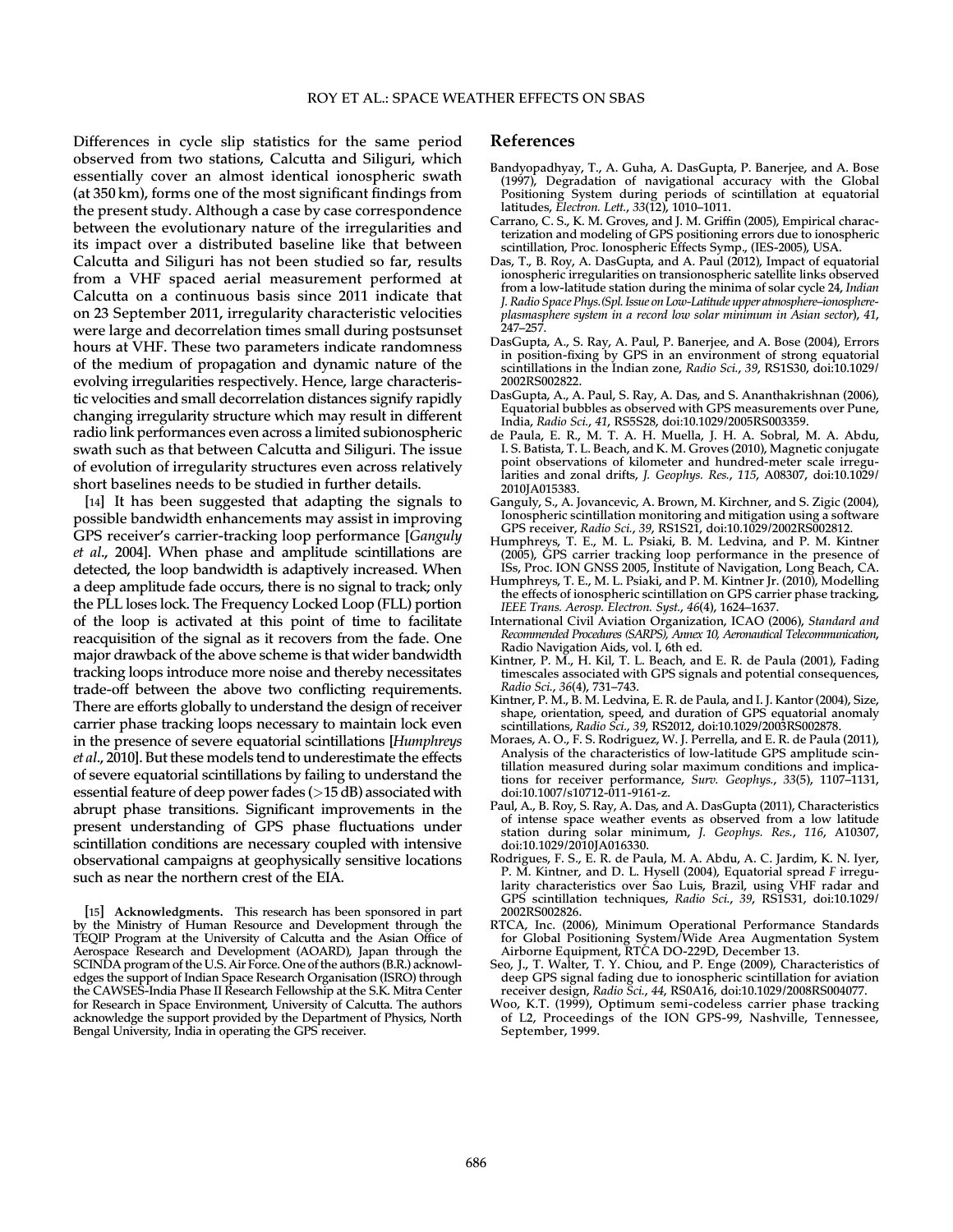Differences in cycle slip statistics for the same period observed from two stations, Calcutta and Siliguri, which essentially cover an almost identical ionospheric swath (at 350 km), forms one of the most significant findings from the present study. Although a case by case correspondence between the evolutionary nature of the irregularities and its impact over a distributed baseline like that between Calcutta and Siliguri has not been studied so far, results from a VHF spaced aerial measurement performed at Calcutta on a continuous basis since 2011 indicate that on 23 September 2011, irregularity characteristic velocities were large and decorrelation times small during postsunset hours at VHF. These two parameters indicate randomness of the medium of propagation and dynamic nature of the evolving irregularities respectively. Hence, large characteristic velocities and small decorrelation distances signify rapidly changing irregularity structure which may result in different radio link performances even across a limited subionospheric swath such as that between Calcutta and Siliguri. The issue of evolution of irregularity structures even across relatively short baselines needs to be studied in further details.

[14] It has been suggested that adapting the signals to possible bandwidth enhancements may assist in improving GPS receiver's carrier-tracking loop performance [*Ganguly et al*., 2004]. When phase and amplitude scintillations are detected, the loop bandwidth is adaptively increased. When a deep amplitude fade occurs, there is no signal to track; only the PLL loses lock. The Frequency Locked Loop (FLL) portion of the loop is activated at this point of time to facilitate reacquisition of the signal as it recovers from the fade. One major drawback of the above scheme is that wider bandwidth tracking loops introduce more noise and thereby necessitates trade-off between the above two conflicting requirements. There are efforts globally to understand the design of receiver carrier phase tracking loops necessary to maintain lock even in the presence of severe equatorial scintillations [*Humphreys et al*., 2010]. But these models tend to underestimate the effects of severe equatorial scintillations by failing to understand the essential feature of deep power fades (>15 dB) associated with abrupt phase transitions. Significant improvements in the present understanding of GPS phase fluctuations under scintillation conditions are necessary coupled with intensive observational campaigns at geophysically sensitive locations such as near the northern crest of the EIA.

[15] **Acknowledgments.** This research has been sponsored in part by the Ministry of Human Resource and Development through the TEQIP Program at the University of Calcutta and the Asian Office of Aerospace Research and Development (AOARD), Japan through the SCINDA program of the U.S. Air Force. One of the authors (B.R.) acknowledges the support of Indian Space Research Organisation (ISRO) through the CAWSES-India Phase II Research Fellowship at the S.K. Mitra Center for Research in Space Environment, University of Calcutta. The authors acknowledge the support provided by the Department of Physics, North Bengal University, India in operating the GPS receiver.

## References

Bandyopadhyay, T., A. Guha, A. DasGupta, P. Banerjee, and A. Bose (1997), Degradation of navigational accuracy with the Global Positioning System during periods of scintillation at equatorial latitudes, *Electron. Lett.*, *33*(12), 1010–1011.

Carrano, C. S., K. M. Groves, and J. M. Griffin (2005), Empirical characterization and modeling of GPS positioning errors due to ionospheric scintillation, Proc. Ionospheric Effects Symp., (IES-2005), USA.

Das, T., B. Roy, A. DasGupta, and A. Paul (2012), Impact of equatorial ionospheric irregularities on transionospheric satellite links observed from a low-latitude station during the minima of solar cycle 24, *Indian J. Radio Space Phys.(Spl. Issue on Low-Latitude upper atmosphere–ionosphere-plasmasphere system in a record low solar minimum in Asian sector)*, *41*, 247–257.

DasGupta, A., S. Ray, A. Paul, P. Banerjee, and A. Bose (2004), Errors in position-fixing by GPS in an environment of strong equatorial scintillations in the Indian zone, *Radio Sci.*, *39*, RS1S30, doi:10.1029/2002RS002822.

DasGupta, A., A. Paul, S. Ray, A. Das, and S. Ananthakrishnan (2006), Equatorial bubbles as observed with GPS measurements over Pune, India, *Radio Sci.*, *41*, RS5S28, doi:10.1029/2005RS003359.

de Paula, E. R., M. T. A. H. Muella, J. H. A. Sobral, M. A. Abdu, I. S. Batista, T. L. Beach, and K. M. Groves (2010), Magnetic conjugate point observations of kilometer and hundred-meter scale irregularities and zonal drifts, *J. Geophys. Res.*, *115*, A08307, doi:10.1029/2010JA015383.

Ganguly, S., A. Jovancevic, A. Brown, M. Kirchner, and S. Zigic (2004), Ionospheric scintillation monitoring and mitigation using a software GPS receiver, *Radio Sci.*, *39*, RS1S21, doi:10.1029/2002RS002812.

Humphreys, T. E., M. L. Psiaki, B. M. Ledvina, and P. M. Kintner (2005), GPS carrier tracking loop performance in the presence of ISs, Proc. ION GNSS 2005, Institute of Navigation, Long Beach, CA.

Humphreys, T. E., M. L. Psiaki, and P. M. Kintner Jr. (2010), Modelling the effects of ionospheric scintillation on GPS carrier phase tracking, *IEEE Trans. Aerosp. Electron. Syst.*, *46*(4), 1624–1637.

International Civil Aviation Organization, ICAO (2006), *Standard and Recommended Procedures (SARPS), Annex 10, Aeronautical Telecommunication*, Radio Navigation Aids, vol. I, 6th ed.

Kintner, P. M., H. Kil, T. L. Beach, and E. R. de Paula (2001), Fading timescales associated with GPS signals and potential consequences, *Radio Sci.*, *36*(4), 731–743.

Kintner, P. M., B. M. Ledvina, E. R. de Paula, and I. J. Kantor (2004), Size, shape, orientation, speed, and duration of GPS equatorial anomaly scintillations, *Radio Sci.*, *39*, RS2012, doi:10.1029/2003RS002878.

Moraes, A. O., F. S. Rodriguez, W. J. Perrella, and E. R. de Paula (2011), Analysis of the characteristics of low-latitude GPS amplitude scintillation measured during solar maximum conditions and implications for receiver performance, *Surv. Geophys.*, *33*(5), 1107–1131, doi:10.1007/s10712-011-9161-z.

Paul, A., B. Roy, S. Ray, A. Das, and A. DasGupta (2011), Characteristics of intense space weather events as observed from a low latitude station during solar minimum, *J. Geophys. Res.*, *116*, A10307, doi:10.1029/2010JA016330.

Rodrigues, F. S., E. R. de Paula, M. A. Abdu, A. C. Jardim, K. N. Iyer, P. M. Kintner, and D. L. Hysell (2004), Equatorial spread *F* irregularity characteristics over Sao Luis, Brazil, using VHF radar and GPS scintillation techniques, *Radio Sci.*, *39*, RS1S31, doi:10.1029/2002RS002826.

RTCA, Inc. (2006), Minimum Operational Performance Standards for Global Positioning System/Wide Area Augmentation System Airborne Equipment, RTCA DO-229D, December 13.

Seo, J., T. Walter, T. Y. Chiou, and P. Enge (2009), Characteristics of deep GPS signal fading due to ionospheric scintillation for aviation receiver design, *Radio Sci.*, *44*, RS0A16, doi:10.1029/2008RS004077.

Woo, K.T. (1999), Optimum semi-codeless carrier phase tracking of L2, Proceedings of the ION GPS-99, Nashville, Tennessee, September, 1999.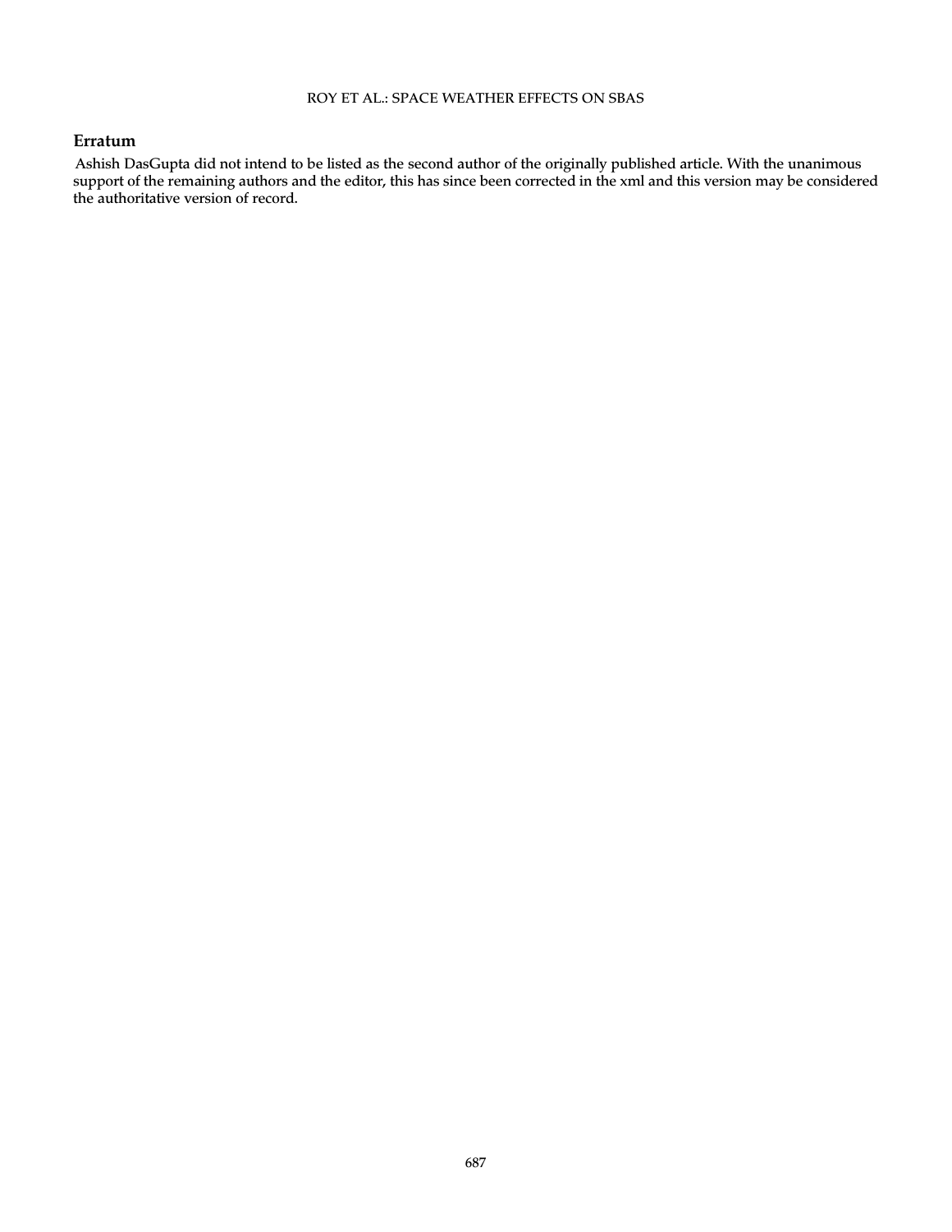## Erratum

Ashish DasGupta did not intend to be listed as the second author of the originally published article. With the unanimous support of the remaining authors and the editor, this has since been corrected in the xml and this version may be considered the authoritative version of record.